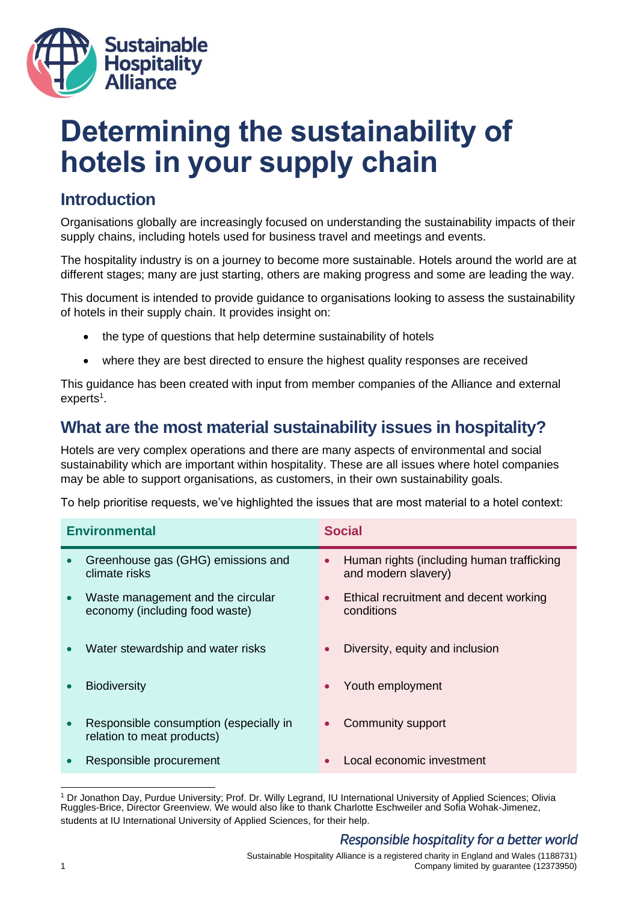Sustainable Hospitality Alliance

# Determining the sustainability of hotels in your supply chain

## Introduction

Organisations globally are increasingly focused on understanding the sustainability impacts of their supply chains, including hotels used for business travel and meetings and events.

The hospitality industry is on a journey to become more sustainable. Hotels around the world are at different stages; many are just starting, others are making progress and some are leading the way.

This document is intended to provide guidance to organisations looking to assess the sustainability of hotels in their supply chain. It provides insight on:

- the type of questions that help determine sustainability of hotels
- where they are best directed to ensure the highest quality responses are received

This guidance has been created with input from member companies of the Alliance and external experts[1].

## What are the most material sustainability issues in hospitality?

Hotels are very complex operations and there are many aspects of environmental and social sustainability which are important within hospitality. These are all issues where hotel companies may be able to support organisations, as customers, in their own sustainability goals.

To help prioritise requests, we've highlighted the issues that are most material to a hotel context:

| Environmental | Social |
| --- | --- |
| • Greenhouse gas (GHG) emissions and climate risks | • Human rights (including human trafficking and modern slavery) |
| • Waste management and the circular economy (including food waste) | • Ethical recruitment and decent working conditions |
| • Water stewardship and water risks | • Diversity, equity and inclusion |
| • Biodiversity | • Youth employment |
| • Responsible consumption (especially in relation to meat products) | • Community support |
| • Responsible procurement | • Local economic investment |

[1] Dr Jonathon Day, Purdue University; Prof. Dr. Willy Legrand, IU International University of Applied Sciences; Olivia Ruggles-Brice, Director Greenview. We would also like to thank Charlotte Eschweiler and Sofia Wohak-Jimenez, students at IU International University of Applied Sciences, for their help.

*Responsible hospitality for a better world*

Sustainable Hospitality Alliance is a registered charity in England and Wales (1188731)
Company limited by guarantee (12373950)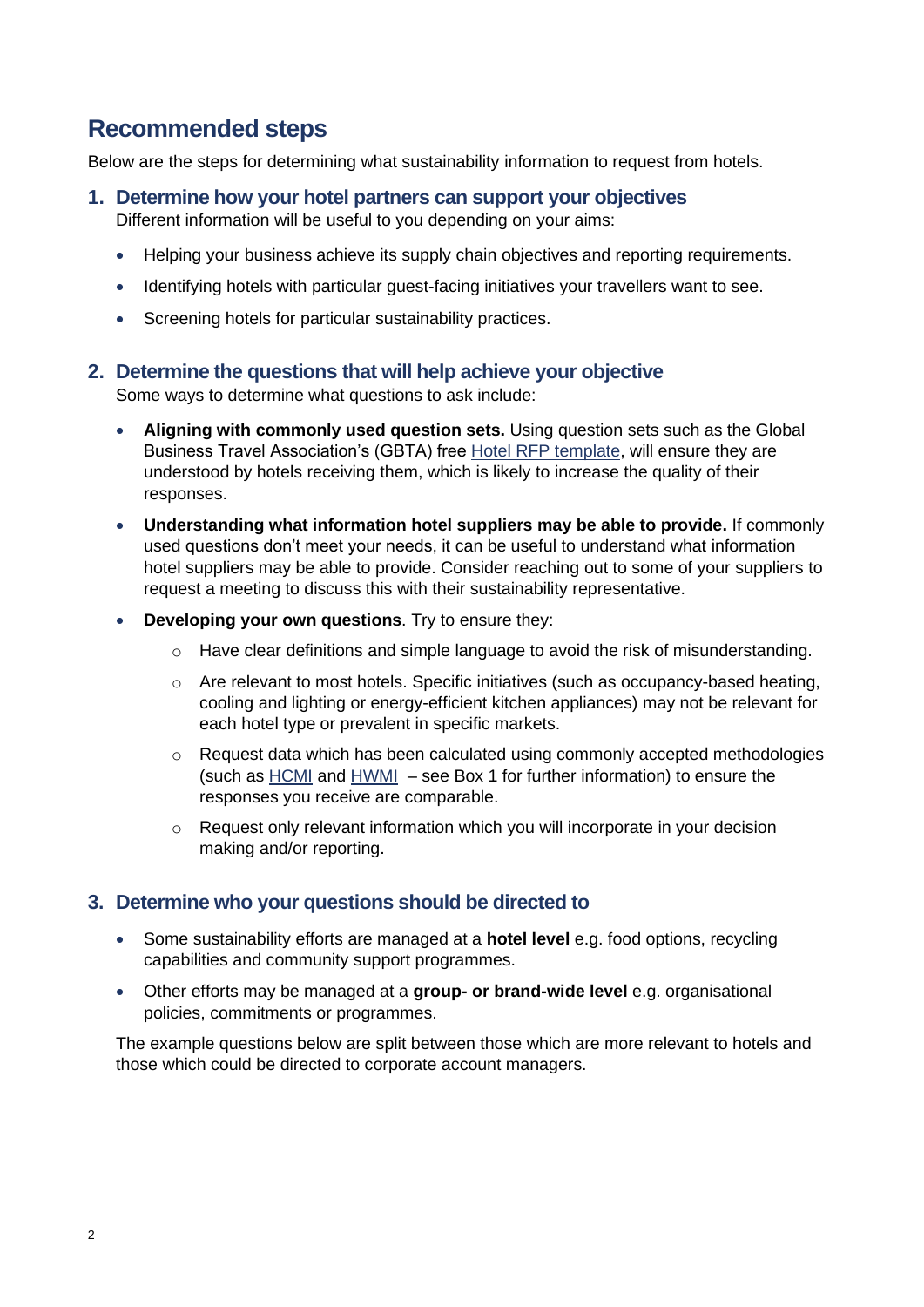## Recommended steps

Below are the steps for determining what sustainability information to request from hotels.

### 1. Determine how your hotel partners can support your objectives

Different information will be useful to you depending on your aims:

- Helping your business achieve its supply chain objectives and reporting requirements.
- Identifying hotels with particular guest-facing initiatives your travellers want to see.
- Screening hotels for particular sustainability practices.

### 2. Determine the questions that will help achieve your objective

Some ways to determine what questions to ask include:

- **Aligning with commonly used question sets.** Using question sets such as the Global Business Travel Association's (GBTA) free Hotel RFP template, will ensure they are understood by hotels receiving them, which is likely to increase the quality of their responses.
- **Understanding what information hotel suppliers may be able to provide.** If commonly used questions don't meet your needs, it can be useful to understand what information hotel suppliers may be able to provide. Consider reaching out to some of your suppliers to request a meeting to discuss this with their sustainability representative.
- **Developing your own questions**. Try to ensure they:
  - Have clear definitions and simple language to avoid the risk of misunderstanding.
  - Are relevant to most hotels. Specific initiatives (such as occupancy-based heating, cooling and lighting or energy-efficient kitchen appliances) may not be relevant for each hotel type or prevalent in specific markets.
  - Request data which has been calculated using commonly accepted methodologies (such as HCMI and HWMI – see Box 1 for further information) to ensure the responses you receive are comparable.
  - Request only relevant information which you will incorporate in your decision making and/or reporting.

### 3. Determine who your questions should be directed to

- Some sustainability efforts are managed at a **hotel level** e.g. food options, recycling capabilities and community support programmes.
- Other efforts may be managed at a **group- or brand-wide level** e.g. organisational policies, commitments or programmes.

The example questions below are split between those which are more relevant to hotels and those which could be directed to corporate account managers.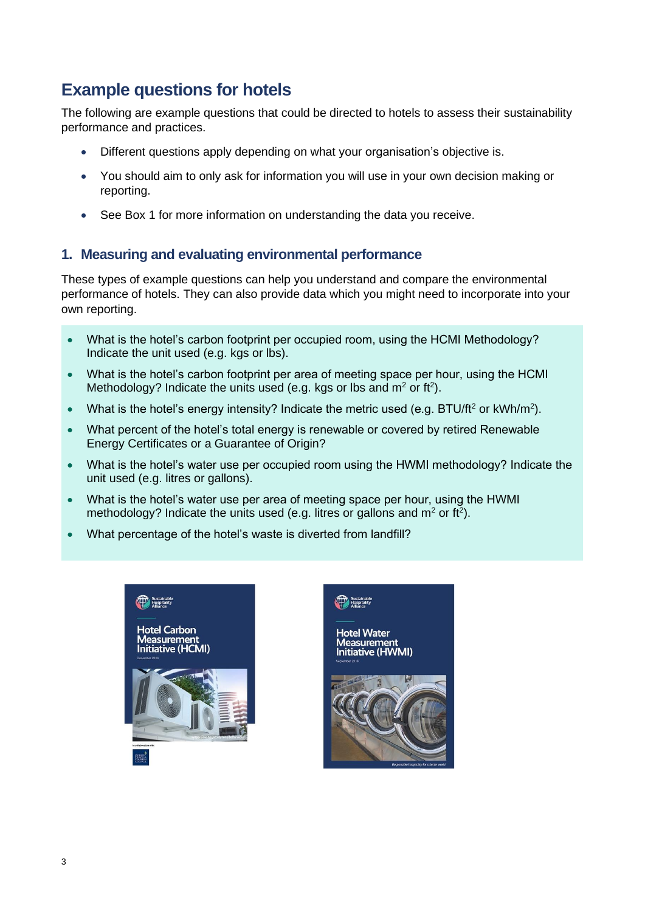## Example questions for hotels

The following are example questions that could be directed to hotels to assess their sustainability performance and practices.

- Different questions apply depending on what your organisation's objective is.
- You should aim to only ask for information you will use in your own decision making or reporting.
- See Box 1 for more information on understanding the data you receive.

### 1. Measuring and evaluating environmental performance

These types of example questions can help you understand and compare the environmental performance of hotels. They can also provide data which you might need to incorporate into your own reporting.

- What is the hotel's carbon footprint per occupied room, using the HCMI Methodology? Indicate the unit used (e.g. kgs or lbs).
- What is the hotel's carbon footprint per area of meeting space per hour, using the HCMI Methodology? Indicate the units used (e.g. kgs or lbs and $m^2$ or $ft^2$).
- What is the hotel's energy intensity? Indicate the metric used (e.g. $BTU/ft^2$ or $kWh/m^2$).
- What percent of the hotel's total energy is renewable or covered by retired Renewable Energy Certificates or a Guarantee of Origin?
- What is the hotel's water use per occupied room using the HWMI methodology? Indicate the unit used (e.g. litres or gallons).
- What is the hotel's water use per area of meeting space per hour, using the HWMI methodology? Indicate the units used (e.g. litres or gallons and $m^2$ or $ft^2$).
- What percentage of the hotel's waste is diverted from landfill?

Hotel Carbon Measurement Initiative (HCMI)

Hotel Water Measurement Initiative (HWMI)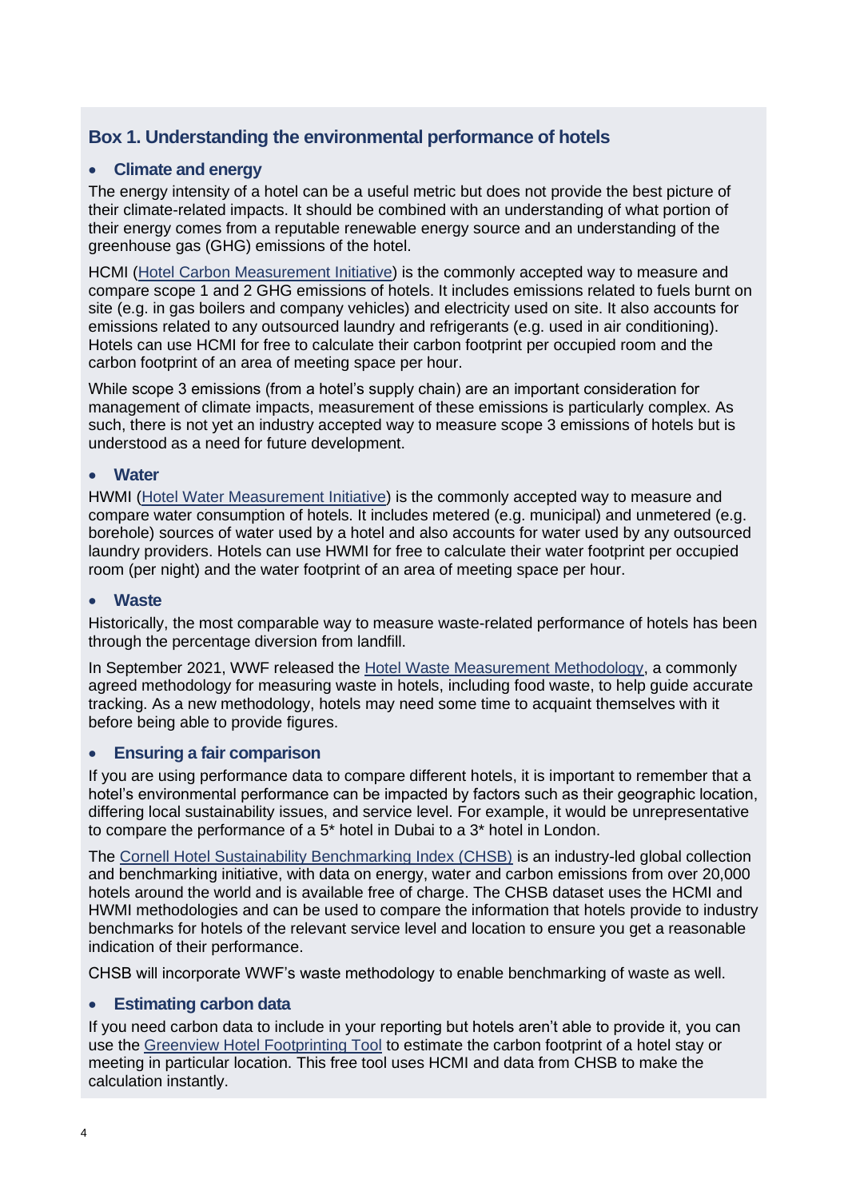## Box 1. Understanding the environmental performance of hotels

- **Climate and energy**

The energy intensity of a hotel can be a useful metric but does not provide the best picture of their climate-related impacts. It should be combined with an understanding of what portion of their energy comes from a reputable renewable energy source and an understanding of the greenhouse gas (GHG) emissions of the hotel.

HCMI (Hotel Carbon Measurement Initiative) is the commonly accepted way to measure and compare scope 1 and 2 GHG emissions of hotels. It includes emissions related to fuels burnt on site (e.g. in gas boilers and company vehicles) and electricity used on site. It also accounts for emissions related to any outsourced laundry and refrigerants (e.g. used in air conditioning). Hotels can use HCMI for free to calculate their carbon footprint per occupied room and the carbon footprint of an area of meeting space per hour.

While scope 3 emissions (from a hotel's supply chain) are an important consideration for management of climate impacts, measurement of these emissions is particularly complex. As such, there is not yet an industry accepted way to measure scope 3 emissions of hotels but is understood as a need for future development.

- **Water**

HWMI (Hotel Water Measurement Initiative) is the commonly accepted way to measure and compare water consumption of hotels. It includes metered (e.g. municipal) and unmetered (e.g. borehole) sources of water used by a hotel and also accounts for water used by any outsourced laundry providers. Hotels can use HWMI for free to calculate their water footprint per occupied room (per night) and the water footprint of an area of meeting space per hour.

- **Waste**

Historically, the most comparable way to measure waste-related performance of hotels has been through the percentage diversion from landfill.

In September 2021, WWF released the Hotel Waste Measurement Methodology, a commonly agreed methodology for measuring waste in hotels, including food waste, to help guide accurate tracking. As a new methodology, hotels may need some time to acquaint themselves with it before being able to provide figures.

- **Ensuring a fair comparison**

If you are using performance data to compare different hotels, it is important to remember that a hotel's environmental performance can be impacted by factors such as their geographic location, differing local sustainability issues, and service level. For example, it would be unrepresentative to compare the performance of a 5* hotel in Dubai to a 3* hotel in London.

The Cornell Hotel Sustainability Benchmarking Index (CHSB) is an industry-led global collection and benchmarking initiative, with data on energy, water and carbon emissions from over 20,000 hotels around the world and is available free of charge. The CHSB dataset uses the HCMI and HWMI methodologies and can be used to compare the information that hotels provide to industry benchmarks for hotels of the relevant service level and location to ensure you get a reasonable indication of their performance.

CHSB will incorporate WWF's waste methodology to enable benchmarking of waste as well.

- **Estimating carbon data**

If you need carbon data to include in your reporting but hotels aren't able to provide it, you can use the Greenview Hotel Footprinting Tool to estimate the carbon footprint of a hotel stay or meeting in particular location. This free tool uses HCMI and data from CHSB to make the calculation instantly.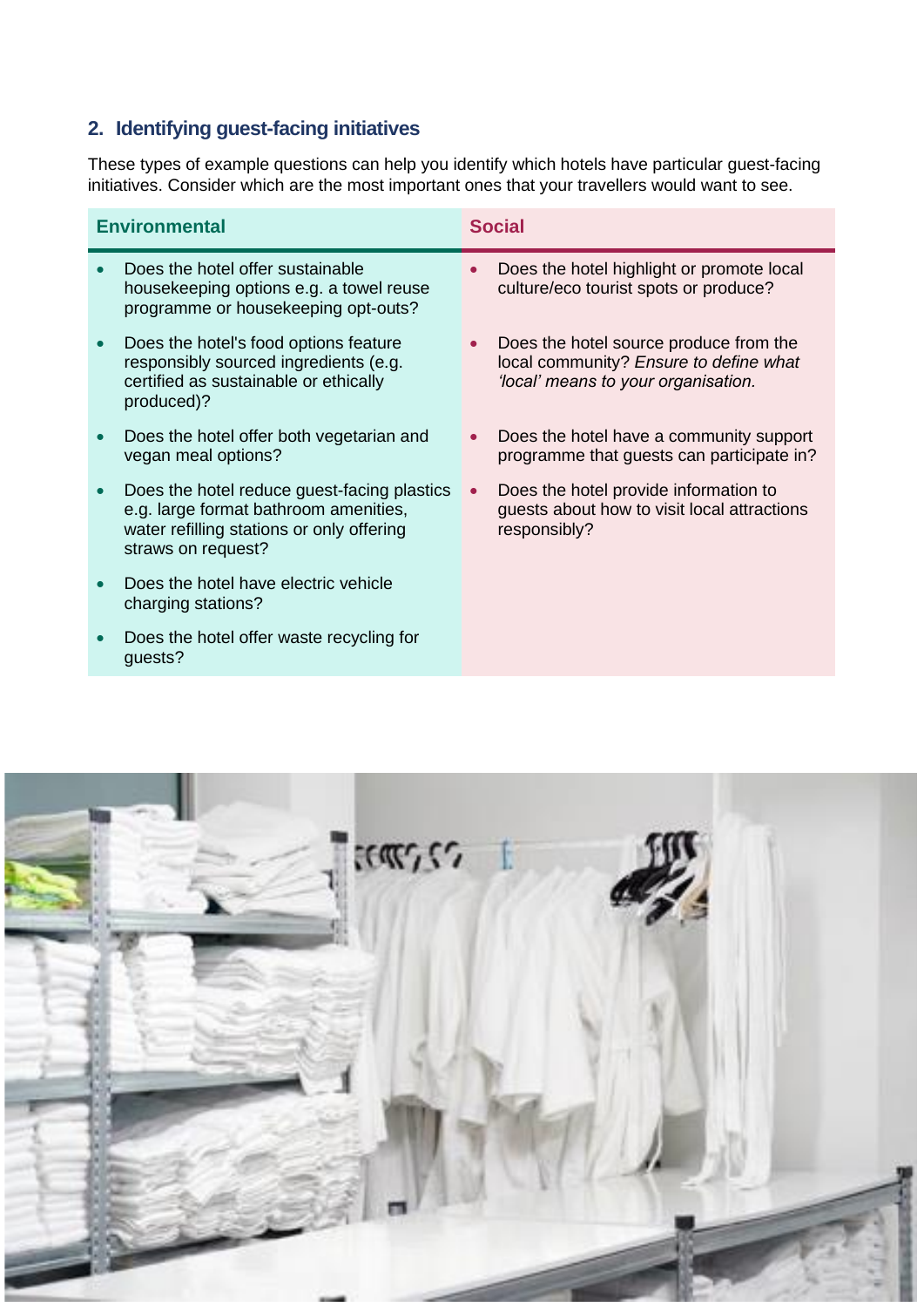## 2. Identifying guest-facing initiatives

These types of example questions can help you identify which hotels have particular guest-facing initiatives. Consider which are the most important ones that your travellers would want to see.

| Environmental | Social |
| --- | --- |
| • Does the hotel offer sustainable housekeeping options e.g. a towel reuse programme or housekeeping opt-outs? | • Does the hotel highlight or promote local culture/eco tourist spots or produce? |
| • Does the hotel's food options feature responsibly sourced ingredients (e.g. certified as sustainable or ethically produced)? | • Does the hotel source produce from the local community? *Ensure to define what 'local' means to your organisation.* |
| • Does the hotel offer both vegetarian and vegan meal options? | • Does the hotel have a community support programme that guests can participate in? |
| • Does the hotel reduce guest-facing plastics e.g. large format bathroom amenities, water refilling stations or only offering straws on request? | • Does the hotel provide information to guests about how to visit local attractions responsibly? |
| • Does the hotel have electric vehicle charging stations? | |
| • Does the hotel offer waste recycling for guests? | |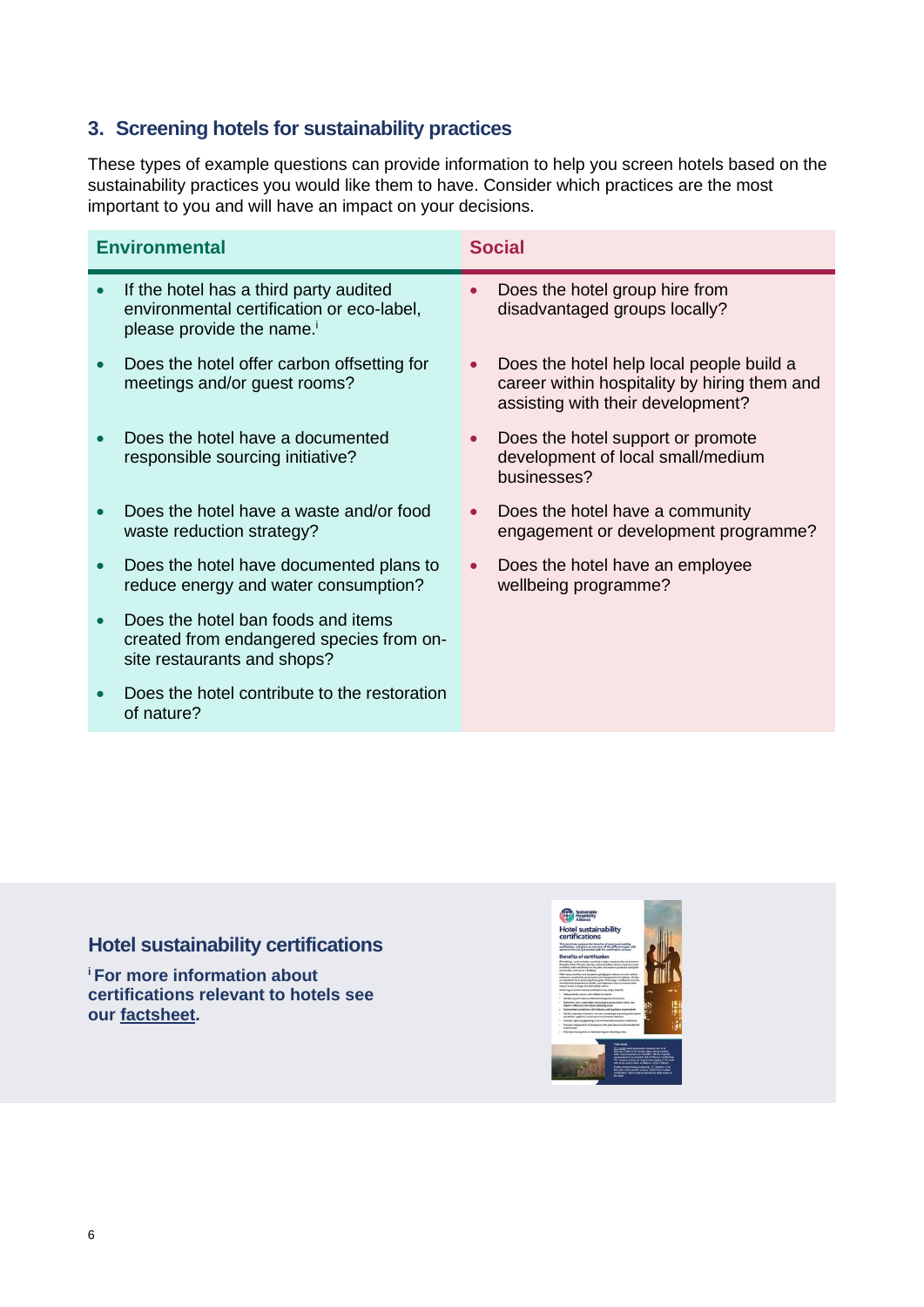## 3. Screening hotels for sustainability practices

These types of example questions can provide information to help you screen hotels based on the sustainability practices you would like them to have. Consider which practices are the most important to you and will have an impact on your decisions.

| Environmental | Social |
|---|---|
| • If the hotel has a third party audited environmental certification or eco-label, please provide the name.[i] | • Does the hotel group hire from disadvantaged groups locally? |
| • Does the hotel offer carbon offsetting for meetings and/or guest rooms? | • Does the hotel help local people build a career within hospitality by hiring them and assisting with their development? |
| • Does the hotel have a documented responsible sourcing initiative? | • Does the hotel support or promote development of local small/medium businesses? |
| • Does the hotel have a waste and/or food waste reduction strategy? | • Does the hotel have a community engagement or development programme? |
| • Does the hotel have documented plans to reduce energy and water consumption? | • Does the hotel have an employee wellbeing programme? |
| • Does the hotel ban foods and items created from endangered species from on-site restaurants and shops? | |
| • Does the hotel contribute to the restoration of nature? | |

### Hotel sustainability certifications

**[i] For more information about certifications relevant to hotels see our factsheet.**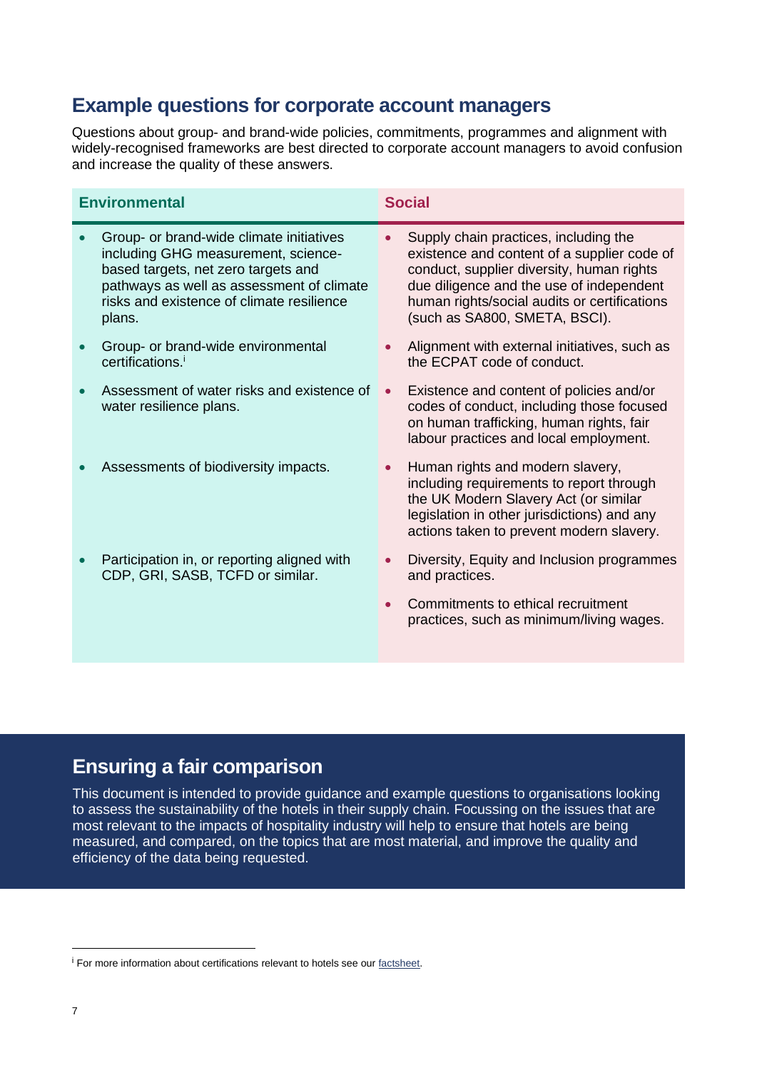## Example questions for corporate account managers

Questions about group- and brand-wide policies, commitments, programmes and alignment with widely-recognised frameworks are best directed to corporate account managers to avoid confusion and increase the quality of these answers.

| Environmental | Social |
|---|---|
| • Group- or brand-wide climate initiatives including GHG measurement, science-based targets, net zero targets and pathways as well as assessment of climate risks and existence of climate resilience plans. | • Supply chain practices, including the existence and content of a supplier code of conduct, supplier diversity, human rights due diligence and the use of independent human rights/social audits or certifications (such as SA800, SMETA, BSCI). |
| • Group- or brand-wide environmental certifications.[i] | • Alignment with external initiatives, such as the ECPAT code of conduct. |
| • Assessment of water risks and existence of water resilience plans. | • Existence and content of policies and/or codes of conduct, including those focused on human trafficking, human rights, fair labour practices and local employment. |
| • Assessments of biodiversity impacts. | • Human rights and modern slavery, including requirements to report through the UK Modern Slavery Act (or similar legislation in other jurisdictions) and any actions taken to prevent modern slavery. |
| • Participation in, or reporting aligned with CDP, GRI, SASB, TCFD or similar. | • Diversity, Equity and Inclusion programmes and practices. |
| | • Commitments to ethical recruitment practices, such as minimum/living wages. |

## Ensuring a fair comparison

This document is intended to provide guidance and example questions to organisations looking to assess the sustainability of the hotels in their supply chain. Focussing on the issues that are most relevant to the impacts of hospitality industry will help to ensure that hotels are being measured, and compared, on the topics that are most material, and improve the quality and efficiency of the data being requested.

---

[i] For more information about certifications relevant to hotels see our factsheet.